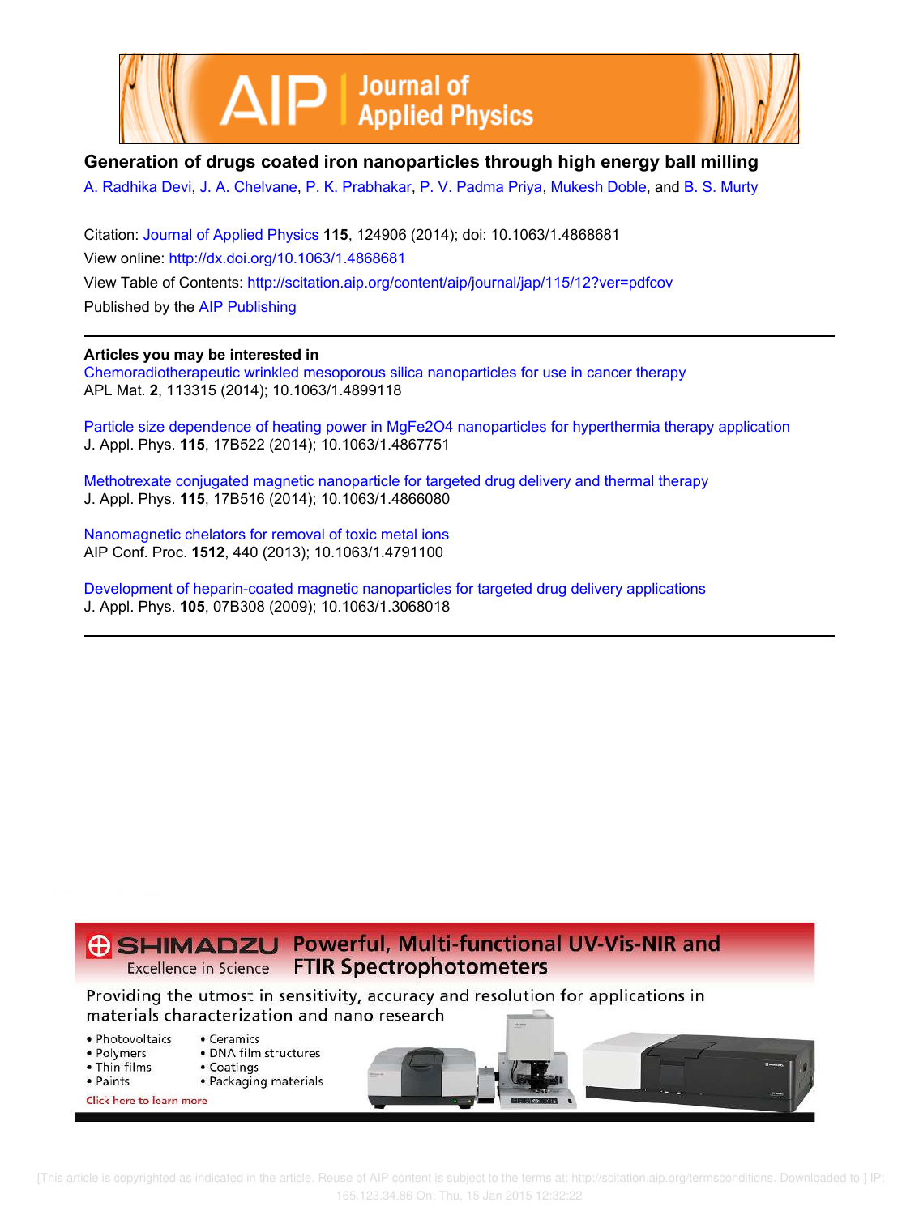# Generation of drugs coated iron nanoparticles through high energy ball milling

A. Radhika Devi, J. A. Chelvane, P. K. Prabhakar, P. V. Padma Priya, Mukesh Doble, and B. S. Murty

Citation: Journal of Applied Physics **115**, 124906 (2014); doi: 10.1063/1.4868681
View online: http://dx.doi.org/10.1063/1.4868681
View Table of Contents: http://scitation.aip.org/content/aip/journal/jap/115/12?ver=pdfcov
Published by the AIP Publishing

**Articles you may be interested in**

Chemoradiotherapeutic wrinkled mesoporous silica nanoparticles for use in cancer therapy
APL Mat. **2**, 113315 (2014); 10.1063/1.4899118

Particle size dependence of heating power in MgFe2O4 nanoparticles for hyperthermia therapy application
J. Appl. Phys. **115**, 17B522 (2014); 10.1063/1.4867751

Methotrexate conjugated magnetic nanoparticle for targeted drug delivery and thermal therapy
J. Appl. Phys. **115**, 17B516 (2014); 10.1063/1.4866080

Nanomagnetic chelators for removal of toxic metal ions
AIP Conf. Proc. **1512**, 440 (2013); 10.1063/1.4791100

Development of heparin-coated magnetic nanoparticles for targeted drug delivery applications
J. Appl. Phys. **105**, 07B308 (2009); 10.1063/1.3068018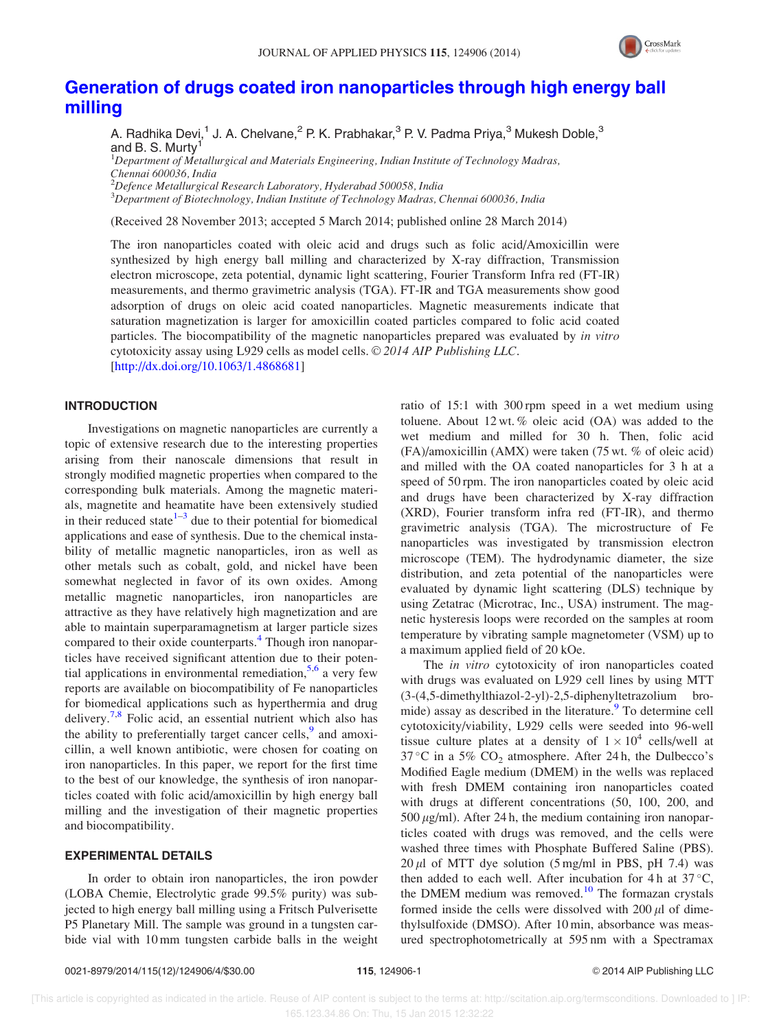JOURNAL OF APPLIED PHYSICS 115, 124906 (2014)

# Generation of drugs coated iron nanoparticles through high energy ball milling

A. Radhika Devi,[1] J. A. Chelvane,[2] P. K. Prabhakar,[3] P. V. Padma Priya,[3] Mukesh Doble,[3] and B. S. Murty[1]

[1]*Department of Metallurgical and Materials Engineering, Indian Institute of Technology Madras, Chennai 600036, India*
[2]*Defence Metallurgical Research Laboratory, Hyderabad 500058, India*
[3]*Department of Biotechnology, Indian Institute of Technology Madras, Chennai 600036, India*

(Received 28 November 2013; accepted 5 March 2014; published online 28 March 2014)

The iron nanoparticles coated with oleic acid and drugs such as folic acid/Amoxicillin were synthesized by high energy ball milling and characterized by X-ray diffraction, Transmission electron microscope, zeta potential, dynamic light scattering, Fourier Transform Infra red (FT-IR) measurements, and thermo gravimetric analysis (TGA). FT-IR and TGA measurements show good adsorption of drugs on oleic acid coated nanoparticles. Magnetic measurements indicate that saturation magnetization is larger for amoxicillin coated particles compared to folic acid coated particles. The biocompatibility of the magnetic nanoparticles prepared was evaluated by *in vitro* cytotoxicity assay using L929 cells as model cells. © *2014 AIP Publishing LLC*. [http://dx.doi.org/10.1063/1.4868681]

## INTRODUCTION

Investigations on magnetic nanoparticles are currently a topic of extensive research due to the interesting properties arising from their nanoscale dimensions that result in strongly modified magnetic properties when compared to the corresponding bulk materials. Among the magnetic materials, magnetite and heamatite have been extensively studied in their reduced state[1–3] due to their potential for biomedical applications and ease of synthesis. Due to the chemical instability of metallic magnetic nanoparticles, iron as well as other metals such as cobalt, gold, and nickel have been somewhat neglected in favor of its own oxides. Among metallic magnetic nanoparticles, iron nanoparticles are attractive as they have relatively high magnetization and are able to maintain superparamagnetism at larger particle sizes compared to their oxide counterparts.[4] Though iron nanoparticles have received significant attention due to their potential applications in environmental remediation,[5,6] a very few reports are available on biocompatibility of Fe nanoparticles for biomedical applications such as hyperthermia and drug delivery.[7,8] Folic acid, an essential nutrient which also has the ability to preferentially target cancer cells,[9] and amoxicillin, a well known antibiotic, were chosen for coating on iron nanoparticles. In this paper, we report for the first time to the best of our knowledge, the synthesis of iron nanoparticles coated with folic acid/amoxicillin by high energy ball milling and the investigation of their magnetic properties and biocompatibility.

## EXPERIMENTAL DETAILS

In order to obtain iron nanoparticles, the iron powder (LOBA Chemie, Electrolytic grade 99.5% purity) was subjected to high energy ball milling using a Fritsch Pulverisette P5 Planetary Mill. The sample was ground in a tungsten carbide vial with 10 mm tungsten carbide balls in the weight ratio of 15:1 with 300 rpm speed in a wet medium using toluene. About 12 wt. % oleic acid (OA) was added to the wet medium and milled for 30 h. Then, folic acid (FA)/amoxicillin (AMX) were taken (75 wt. % of oleic acid) and milled with the OA coated nanoparticles for 3 h at a speed of 50 rpm. The iron nanoparticles coated by oleic acid and drugs have been characterized by X-ray diffraction (XRD), Fourier transform infra red (FT-IR), and thermo gravimetric analysis (TGA). The microstructure of Fe nanoparticles was investigated by transmission electron microscope (TEM). The hydrodynamic diameter, the size distribution, and zeta potential of the nanoparticles were evaluated by dynamic light scattering (DLS) technique by using Zetatrac (Microtrac, Inc., USA) instrument. The magnetic hysteresis loops were recorded on the samples at room temperature by vibrating sample magnetometer (VSM) up to a maximum applied field of 20 kOe.

The *in vitro* cytotoxicity of iron nanoparticles coated with drugs was evaluated on L929 cell lines by using MTT (3-(4,5-dimethylthiazol-2-yl)-2,5-diphenyltetrazolium bromide) assay as described in the literature.[9] To determine cell cytotoxicity/viability, L929 cells were seeded into 96-well tissue culture plates at a density of $1 \times 10^4$ cells/well at 37 °C in a 5% $CO_2$ atmosphere. After 24 h, the Dulbecco's Modified Eagle medium (DMEM) in the wells was replaced with fresh DMEM containing iron nanoparticles coated with drugs at different concentrations (50, 100, 200, and 500 $\mu$g/ml). After 24 h, the medium containing iron nanoparticles coated with drugs was removed, and the cells were washed three times with Phosphate Buffered Saline (PBS). 20 $\mu$l of MTT dye solution (5 mg/ml in PBS, pH 7.4) was then added to each well. After incubation for 4 h at 37 °C, the DMEM medium was removed.[10] The formazan crystals formed inside the cells were dissolved with 200 $\mu$l of dimethylsulfoxide (DMSO). After 10 min, absorbance was measured spectrophotometrically at 595 nm with a Spectramax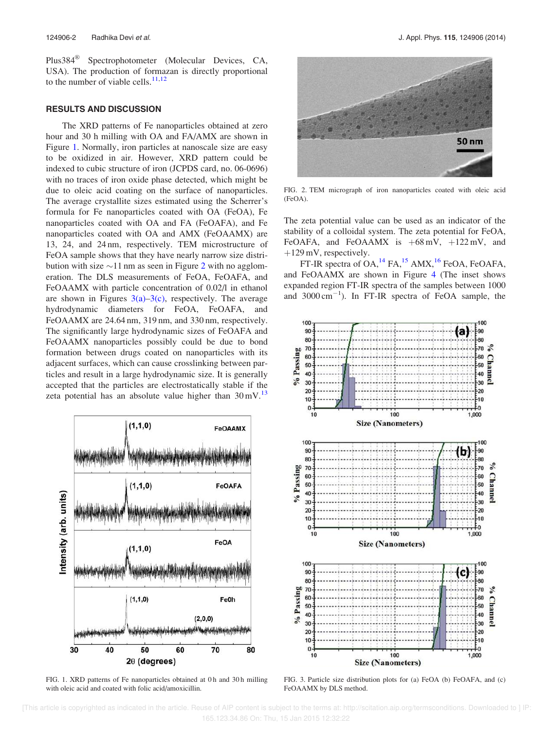Plus384® Spectrophotometer (Molecular Devices, CA, USA). The production of formazan is directly proportional to the number of viable cells.[11,12]

## RESULTS AND DISCUSSION

The XRD patterns of Fe nanoparticles obtained at zero hour and 30 h milling with OA and FA/AMX are shown in Figure 1. Normally, iron particles at nanoscale size are easy to be oxidized in air. However, XRD pattern could be indexed to cubic structure of iron (JCPDS card, no. 06-0696) with no traces of iron oxide phase detected, which might be due to oleic acid coating on the surface of nanoparticles. The average crystallite sizes estimated using the Scherrer's formula for Fe nanoparticles coated with OA (FeOA), Fe nanoparticles coated with OA and FA (FeOAFA), and Fe nanoparticles coated with OA and AMX (FeOAAMX) are 13, 24, and 24 nm, respectively. TEM microstructure of FeOA sample shows that they have nearly narrow size distribution with size ∼11 nm as seen in Figure 2 with no agglomeration. The DLS measurements of FeOA, FeOAFA, and FeOAAMX with particle concentration of 0.02/l in ethanol are shown in Figures 3(a)–3(c), respectively. The average hydrodynamic diameters for FeOA, FeOAFA, and FeOAAMX are 24.64 nm, 319 nm, and 330 nm, respectively. The significantly large hydrodynamic sizes of FeOAFA and FeOAAMX nanoparticles possibly could be due to bond formation between drugs coated on nanoparticles with its adjacent surfaces, which can cause crosslinking between particles and result in a large hydrodynamic size. It is generally accepted that the particles are electrostatically stable if the zeta potential has an absolute value higher than 30 mV.[13]

(1,1,0)
FeOAAMX
(1,1,0)
FeOAFA
(1,1,0)
FeOA
(1,1,0)
(2,0,0)
Fe0h
Intensity (arb. units)
30 40 50 60 70 80
2θ (degrees)

FIG. 1. XRD patterns of Fe nanoparticles obtained at 0 h and 30 h milling with oleic acid and coated with folic acid/amoxicillin.

50 nm

FIG. 2. TEM micrograph of iron nanoparticles coated with oleic acid (FeOA).

The zeta potential value can be used as an indicator of the stability of a colloidal system. The zeta potential for FeOA, FeOAFA, and FeOAAMX is +68 mV, +122 mV, and +129 mV, respectively.

FT-IR spectra of OA,[14] FA,[15] AMX,[16] FeOA, FeOAFA, and FeOAAMX are shown in Figure 4 (The inset shows expanded region FT-IR spectra of the samples between 1000 and 3000 $cm^{-1}$). In FT-IR spectra of FeOA sample, the

(a)
(b)
(c)
% Passing
% Channel
Size (Nanometers)
10 100 1,000

FIG. 3. Particle size distribution plots for (a) FeOA (b) FeOAFA, and (c) FeOAAMX by DLS method.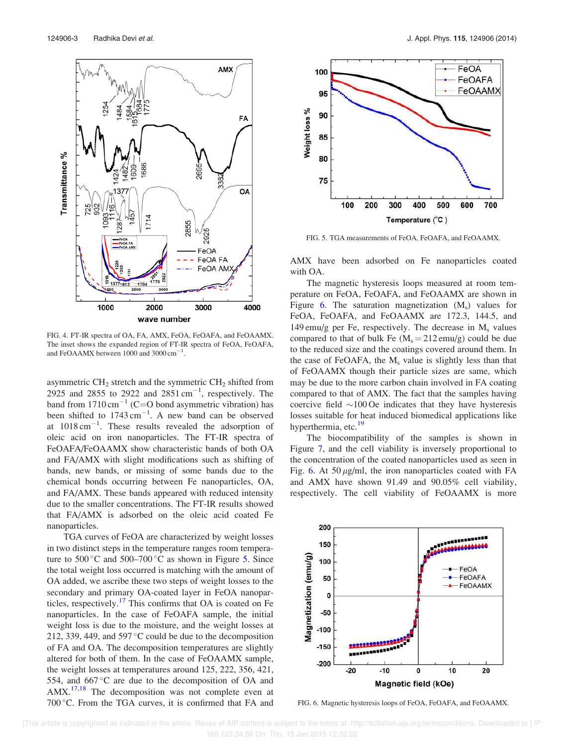AMX
1254
1484
1584
1615
1684
1775
FA
1424
1482
1609
1686
2695
3382
OA
1377
725
932
1093
1116
1287
1457
1714
2855
2925
FeOA
FeOA FA
FeOA AMX
Transmittance %
1000
2000
3000
4000
wave number

FIG. 4. FT-IR spectra of OA, FA, AMX, FeOA, FeOAFA, and FeOAAMX. The inset shows the expanded region of FT-IR spectra of FeOA, FeOAFA, and FeOAAMX between 1000 and 3000 $cm^{-1}$.

asymmetric $CH_2$ stretch and the symmetric $CH_2$ shifted from 2925 and 2855 to 2922 and 2851 $cm^{-1}$, respectively. The band from 1710 $cm^{-1}$ (C=O bond asymmetric vibration) has been shifted to 1743 $cm^{-1}$. A new band can be observed at 1018 $cm^{-1}$. These results revealed the adsorption of oleic acid on iron nanoparticles. The FT-IR spectra of FeOAFA/FeOAAMX show characteristic bands of both OA and FA/AMX with slight modifications such as shifting of bands, new bands, or missing of some bands due to the chemical bonds occurring between Fe nanoparticles, OA, and FA/AMX. These bands appeared with reduced intensity due to the smaller concentrations. The FT-IR results showed that FA/AMX is adsorbed on the oleic acid coated Fe nanoparticles.

TGA curves of FeOA are characterized by weight losses in two distinct steps in the temperature ranges room temperature to 500 °C and 500–700 °C as shown in Figure 5. Since the total weight loss occurred is matching with the amount of OA added, we ascribe these two steps of weight losses to the secondary and primary OA-coated layer in FeOA nanoparticles, respectively.[17] This confirms that OA is coated on Fe nanoparticles. In the case of FeOAFA sample, the initial weight loss is due to the moisture, and the weight losses at 212, 339, 449, and 597 °C could be due to the decomposition of FA and OA. The decomposition temperatures are slightly altered for both of them. In the case of FeOAAMX sample, the weight losses at temperatures around 125, 222, 356, 421, 554, and 667 °C are due to the decomposition of OA and AMX.[17,18] The decomposition was not complete even at 700 °C. From the TGA curves, it is confirmed that FA and AMX have been adsorbed on Fe nanoparticles coated with OA.

FeOA
FeOAFA
FeOAAMX
Weight loss %
Temperature (°C)

FIG. 5. TGA measurements of FeOA, FeOAFA, and FeOAAMX.

The magnetic hysteresis loops measured at room temperature on FeOA, FeOAFA, and FeOAAMX are shown in Figure 6. The saturation magnetization ($M_s$) values for FeOA, FeOAFA, and FeOAAMX are 172.3, 144.5, and 149 emu/g per Fe, respectively. The decrease in $M_s$ values compared to that of bulk Fe ($M_s = 212$ emu/g) could be due to the reduced size and the coatings covered around them. In the case of FeOAFA, the $M_s$ value is slightly less than that of FeOAAMX though their particle sizes are same, which may be due to the more carbon chain involved in FA coating compared to that of AMX. The fact that the samples having coercive field ~100 Oe indicates that they have hysteresis losses suitable for heat induced biomedical applications like hyperthermia, etc.[19]

The biocompatibility of the samples is shown in Figure 7, and the cell viability is inversely proportional to the concentration of the coated nanoparticles used as seen in Fig. 6. At 50 $\mu$g/ml, the iron nanoparticles coated with FA and AMX have shown 91.49 and 90.05% cell viability, respectively. The cell viability of FeOAAMX is more

FeOA
FeOAFA
FeOAAMX
Magnetization (emu/g)
Magnetic field (kOe)

FIG. 6. Magnetic hysteresis loops of FeOA, FeOAFA, and FeOAAMX.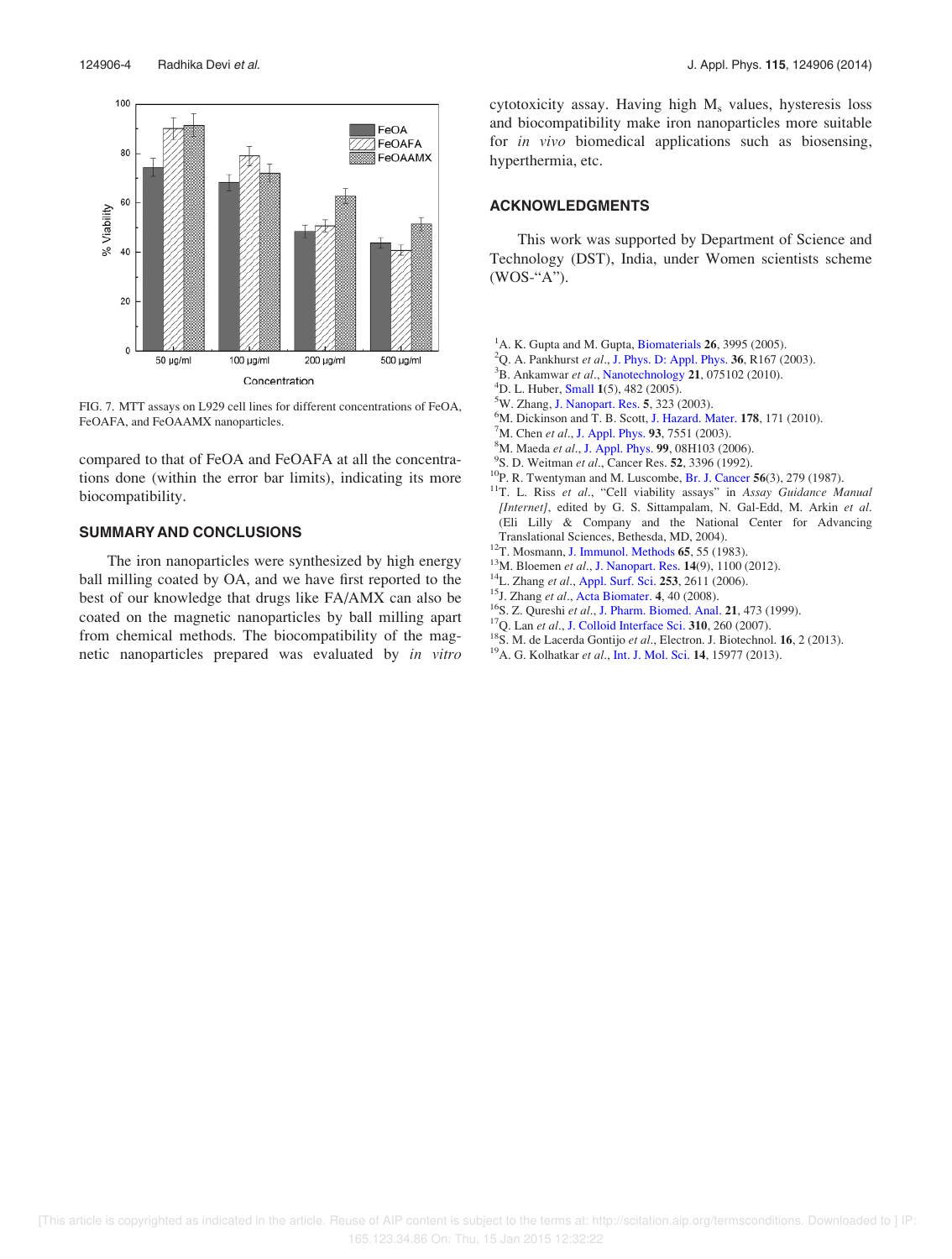100

80

60

40

20

0

% Viability

FeOA

FeOAFA

FeOAAMX

50 μg/ml

100 μg/ml

200 μg/ml

500 μg/ml

Concentration

FIG. 7. MTT assays on L929 cell lines for different concentrations of FeOA, FeOAFA, and FeOAAMX nanoparticles.

compared to that of FeOA and FeOAFA at all the concentrations done (within the error bar limits), indicating its more biocompatibility.

## SUMMARY AND CONCLUSIONS

The iron nanoparticles were synthesized by high energy ball milling coated by OA, and we have first reported to the best of our knowledge that drugs like FA/AMX can also be coated on the magnetic nanoparticles by ball milling apart from chemical methods. The biocompatibility of the magnetic nanoparticles prepared was evaluated by *in vitro* cytotoxicity assay. Having high $M_s$ values, hysteresis loss and biocompatibility make iron nanoparticles more suitable for *in vivo* biomedical applications such as biosensing, hyperthermia, etc.

## ACKNOWLEDGMENTS

This work was supported by Department of Science and Technology (DST), India, under Women scientists scheme (WOS-"A").

[1] A. K. Gupta and M. Gupta, Biomaterials **26**, 3995 (2005).
[2] Q. A. Pankhurst *et al.*, J. Phys. D: Appl. Phys. **36**, R167 (2003).
[3] B. Ankamwar *et al.*, Nanotechnology **21**, 075102 (2010).
[4] D. L. Huber, Small **1**(5), 482 (2005).
[5] W. Zhang, J. Nanopart. Res. **5**, 323 (2003).
[6] M. Dickinson and T. B. Scott, J. Hazard. Mater. **178**, 171 (2010).
[7] M. Chen *et al.*, J. Appl. Phys. **93**, 7551 (2003).
[8] M. Maeda *et al.*, J. Appl. Phys. **99**, 08H103 (2006).
[9] S. D. Weitman *et al.*, Cancer Res. **52**, 3396 (1992).
[10] P. R. Twentyman and M. Luscombe, Br. J. Cancer **56**(3), 279 (1987).
[11] T. L. Riss *et al.*, "Cell viability assays" in *Assay Guidance Manual [Internet]*, edited by G. S. Sittampalam, N. Gal-Edd, M. Arkin *et al.* (Eli Lilly & Company and the National Center for Advancing Translational Sciences, Bethesda, MD, 2004).
[12] T. Mosmann, J. Immunol. Methods **65**, 55 (1983).
[13] M. Bloemen *et al.*, J. Nanopart. Res. **14**(9), 1100 (2012).
[14] L. Zhang *et al.*, Appl. Surf. Sci. **253**, 2611 (2006).
[15] J. Zhang *et al.*, Acta Biomater. **4**, 40 (2008).
[16] S. Z. Qureshi *et al.*, J. Pharm. Biomed. Anal. **21**, 473 (1999).
[17] Q. Lan *et al.*, J. Colloid Interface Sci. **310**, 260 (2007).
[18] S. M. de Lacerda Gontijo *et al.*, Electron. J. Biotechnol. **16**, 2 (2013).
[19] A. G. Kolhatkar *et al.*, Int. J. Mol. Sci. **14**, 15977 (2013).